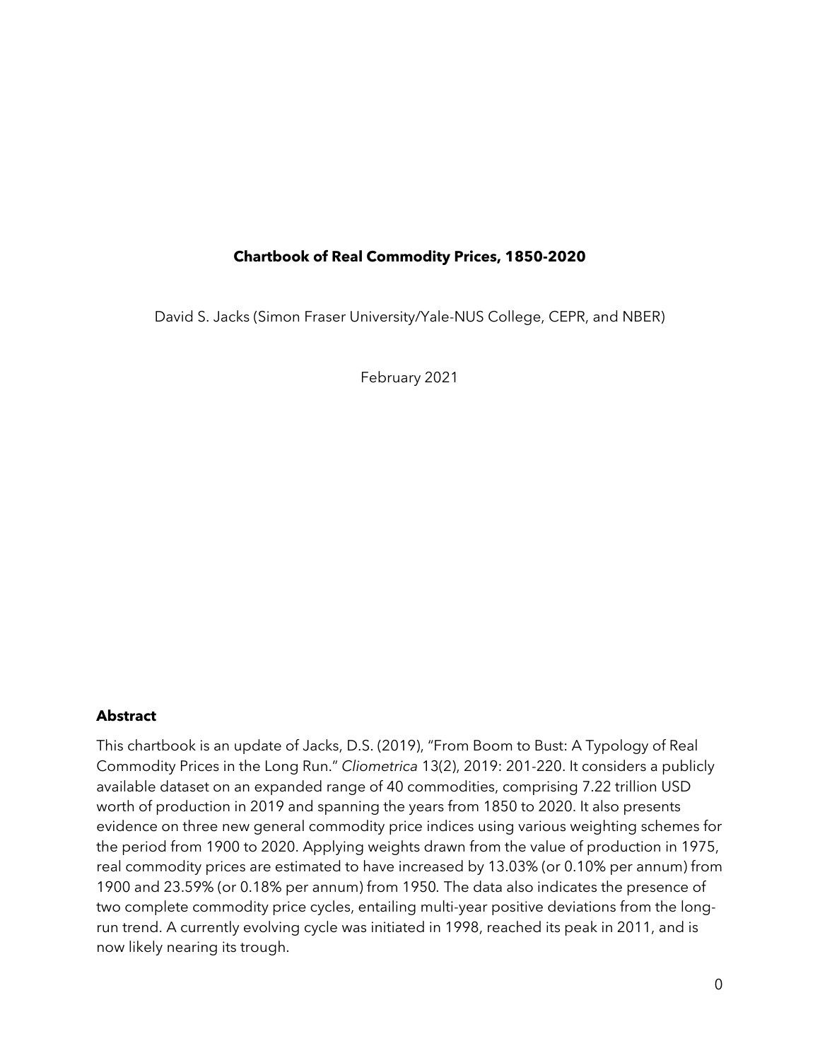**Chartbook of Real Commodity Prices, 1850-2020**

David S. Jacks (Simon Fraser University/Yale-NUS College, CEPR, and NBER)

February 2021

## Abstract

This chartbook is an update of Jacks, D.S. (2019), "From Boom to Bust: A Typology of Real Commodity Prices in the Long Run." *Cliometrica* 13(2), 2019: 201-220. It considers a publicly available dataset on an expanded range of 40 commodities, comprising 7.22 trillion USD worth of production in 2019 and spanning the years from 1850 to 2020. It also presents evidence on three new general commodity price indices using various weighting schemes for the period from 1900 to 2020. Applying weights drawn from the value of production in 1975, real commodity prices are estimated to have increased by 13.03% (or 0.10% per annum) from 1900 and 23.59% (or 0.18% per annum) from 1950. The data also indicates the presence of two complete commodity price cycles, entailing multi-year positive deviations from the long-run trend. A currently evolving cycle was initiated in 1998, reached its peak in 2011, and is now likely nearing its trough.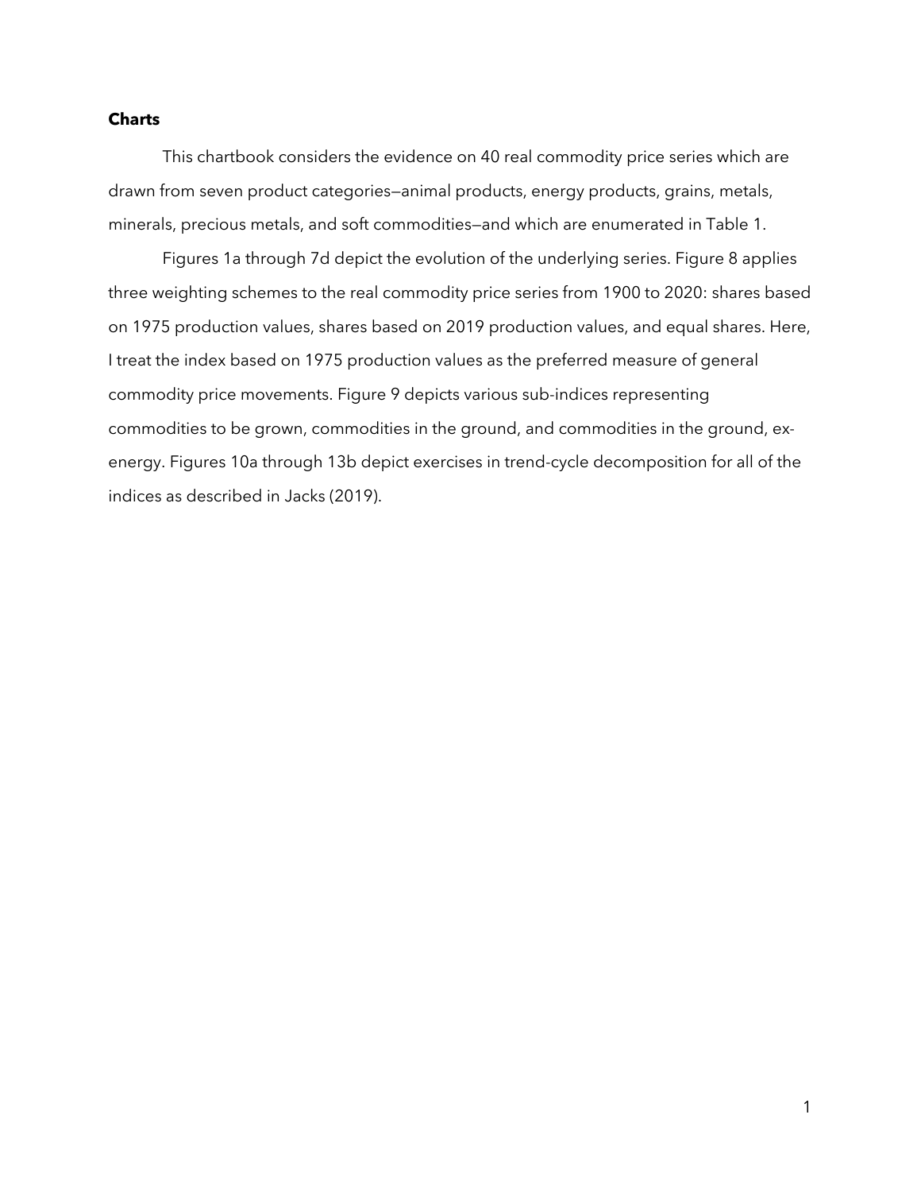**Charts**

This chartbook considers the evidence on 40 real commodity price series which are drawn from seven product categories—animal products, energy products, grains, metals, minerals, precious metals, and soft commodities—and which are enumerated in Table 1.

Figures 1a through 7d depict the evolution of the underlying series. Figure 8 applies three weighting schemes to the real commodity price series from 1900 to 2020: shares based on 1975 production values, shares based on 2019 production values, and equal shares. Here, I treat the index based on 1975 production values as the preferred measure of general commodity price movements. Figure 9 depicts various sub-indices representing commodities to be grown, commodities in the ground, and commodities in the ground, ex-energy. Figures 10a through 13b depict exercises in trend-cycle decomposition for all of the indices as described in Jacks (2019).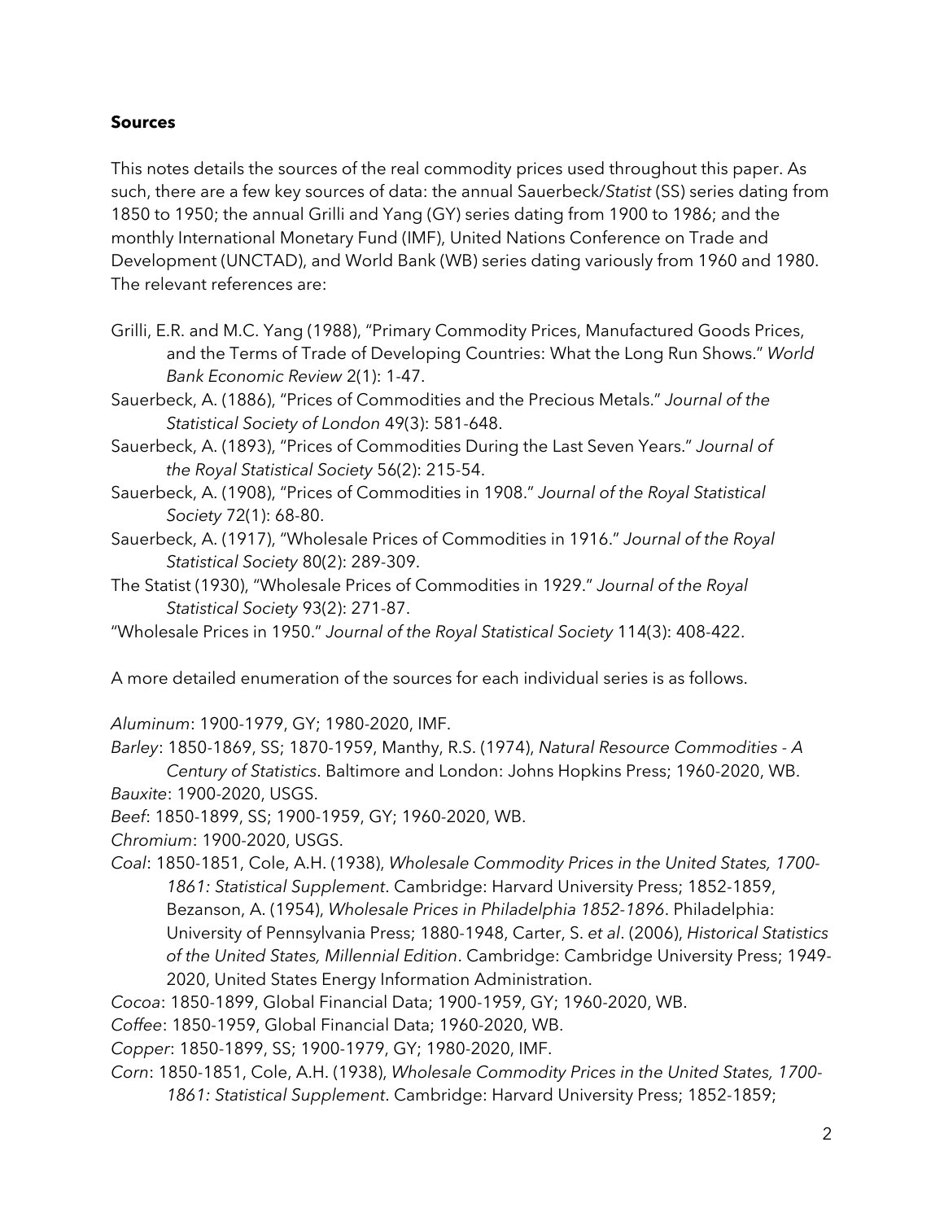## Sources

This notes details the sources of the real commodity prices used throughout this paper. As such, there are a few key sources of data: the annual Sauerbeck/*Statist* (SS) series dating from 1850 to 1950; the annual Grilli and Yang (GY) series dating from 1900 to 1986; and the monthly International Monetary Fund (IMF), United Nations Conference on Trade and Development (UNCTAD), and World Bank (WB) series dating variously from 1960 and 1980. The relevant references are:

Grilli, E.R. and M.C. Yang (1988), "Primary Commodity Prices, Manufactured Goods Prices, and the Terms of Trade of Developing Countries: What the Long Run Shows." *World Bank Economic Review* 2(1): 1-47.

Sauerbeck, A. (1886), "Prices of Commodities and the Precious Metals." *Journal of the Statistical Society of London* 49(3): 581-648.

Sauerbeck, A. (1893), "Prices of Commodities During the Last Seven Years." *Journal of the Royal Statistical Society* 56(2): 215-54.

Sauerbeck, A. (1908), "Prices of Commodities in 1908." *Journal of the Royal Statistical Society* 72(1): 68-80.

Sauerbeck, A. (1917), "Wholesale Prices of Commodities in 1916." *Journal of the Royal Statistical Society* 80(2): 289-309.

The Statist (1930), "Wholesale Prices of Commodities in 1929." *Journal of the Royal Statistical Society* 93(2): 271-87.

"Wholesale Prices in 1950." *Journal of the Royal Statistical Society* 114(3): 408-422.

A more detailed enumeration of the sources for each individual series is as follows.

*Aluminum*: 1900-1979, GY; 1980-2020, IMF.

*Barley*: 1850-1869, SS; 1870-1959, Manthy, R.S. (1974), *Natural Resource Commodities - A Century of Statistics*. Baltimore and London: Johns Hopkins Press; 1960-2020, WB.

*Bauxite*: 1900-2020, USGS.

*Beef*: 1850-1899, SS; 1900-1959, GY; 1960-2020, WB.

*Chromium*: 1900-2020, USGS.

*Coal*: 1850-1851, Cole, A.H. (1938), *Wholesale Commodity Prices in the United States, 1700-1861: Statistical Supplement*. Cambridge: Harvard University Press; 1852-1859, Bezanson, A. (1954), *Wholesale Prices in Philadelphia 1852-1896*. Philadelphia: University of Pennsylvania Press; 1880-1948, Carter, S. *et al*. (2006), *Historical Statistics of the United States, Millennial Edition*. Cambridge: Cambridge University Press; 1949-2020, United States Energy Information Administration.

*Cocoa*: 1850-1899, Global Financial Data; 1900-1959, GY; 1960-2020, WB.

*Coffee*: 1850-1959, Global Financial Data; 1960-2020, WB.

*Copper*: 1850-1899, SS; 1900-1979, GY; 1980-2020, IMF.

*Corn*: 1850-1851, Cole, A.H. (1938), *Wholesale Commodity Prices in the United States, 1700-1861: Statistical Supplement*. Cambridge: Harvard University Press; 1852-1859;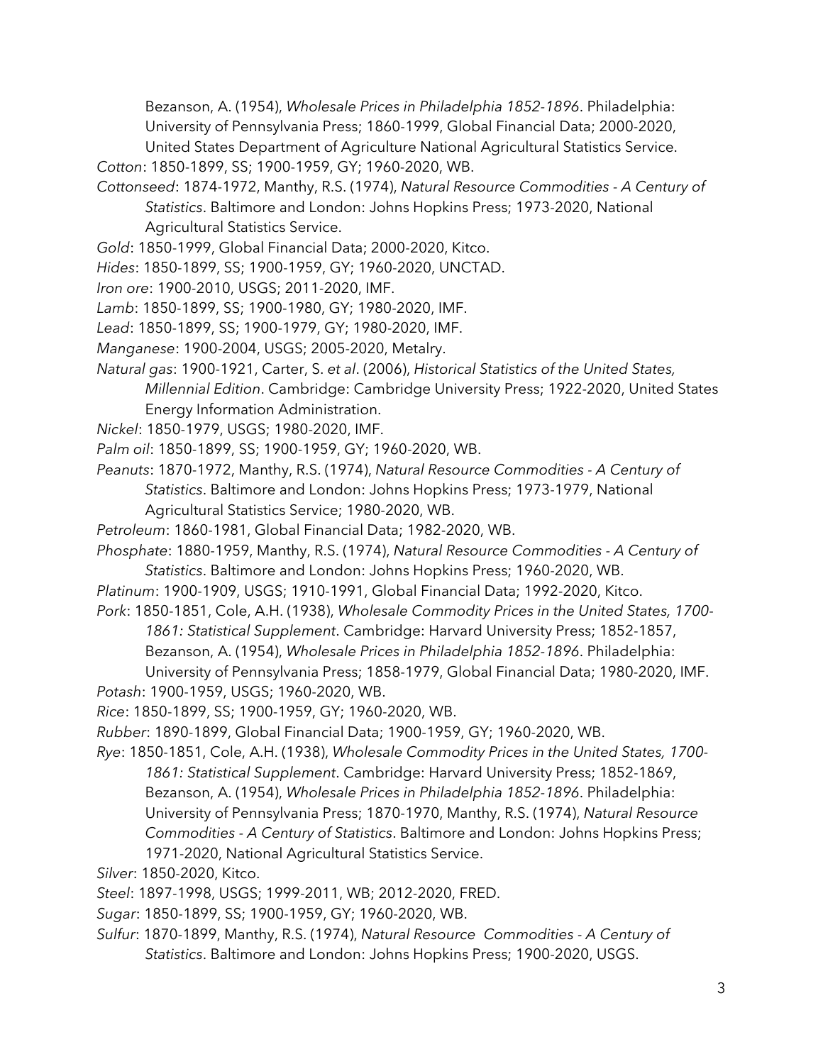Bezanson, A. (1954), *Wholesale Prices in Philadelphia 1852-1896*. Philadelphia: University of Pennsylvania Press; 1860-1999, Global Financial Data; 2000-2020, United States Department of Agriculture National Agricultural Statistics Service.

*Cotton*: 1850-1899, SS; 1900-1959, GY; 1960-2020, WB.

*Cottonseed*: 1874-1972, Manthy, R.S. (1974), *Natural Resource Commodities - A Century of Statistics*. Baltimore and London: Johns Hopkins Press; 1973-2020, National Agricultural Statistics Service.

*Gold*: 1850-1999, Global Financial Data; 2000-2020, Kitco.

*Hides*: 1850-1899, SS; 1900-1959, GY; 1960-2020, UNCTAD.

*Iron ore*: 1900-2010, USGS; 2011-2020, IMF.

*Lamb*: 1850-1899, SS; 1900-1980, GY; 1980-2020, IMF.

*Lead*: 1850-1899, SS; 1900-1979, GY; 1980-2020, IMF.

*Manganese*: 1900-2004, USGS; 2005-2020, Metalry.

*Natural gas*: 1900-1921, Carter, S. *et al*. (2006), *Historical Statistics of the United States, Millennial Edition*. Cambridge: Cambridge University Press; 1922-2020, United States Energy Information Administration.

*Nickel*: 1850-1979, USGS; 1980-2020, IMF.

*Palm oil*: 1850-1899, SS; 1900-1959, GY; 1960-2020, WB.

*Peanuts*: 1870-1972, Manthy, R.S. (1974), *Natural Resource Commodities - A Century of Statistics*. Baltimore and London: Johns Hopkins Press; 1973-1979, National Agricultural Statistics Service; 1980-2020, WB.

*Petroleum*: 1860-1981, Global Financial Data; 1982-2020, WB.

*Phosphate*: 1880-1959, Manthy, R.S. (1974), *Natural Resource Commodities - A Century of Statistics*. Baltimore and London: Johns Hopkins Press; 1960-2020, WB.

*Platinum*: 1900-1909, USGS; 1910-1991, Global Financial Data; 1992-2020, Kitco.

*Pork*: 1850-1851, Cole, A.H. (1938), *Wholesale Commodity Prices in the United States, 1700-1861: Statistical Supplement*. Cambridge: Harvard University Press; 1852-1857, Bezanson, A. (1954), *Wholesale Prices in Philadelphia 1852-1896*. Philadelphia: University of Pennsylvania Press; 1858-1979, Global Financial Data; 1980-2020, IMF.

*Potash*: 1900-1959, USGS; 1960-2020, WB.

*Rice*: 1850-1899, SS; 1900-1959, GY; 1960-2020, WB.

*Rubber*: 1890-1899, Global Financial Data; 1900-1959, GY; 1960-2020, WB.

*Rye*: 1850-1851, Cole, A.H. (1938), *Wholesale Commodity Prices in the United States, 1700-1861: Statistical Supplement*. Cambridge: Harvard University Press; 1852-1869, Bezanson, A. (1954), *Wholesale Prices in Philadelphia 1852-1896*. Philadelphia: University of Pennsylvania Press; 1870-1970, Manthy, R.S. (1974), *Natural Resource Commodities - A Century of Statistics*. Baltimore and London: Johns Hopkins Press; 1971-2020, National Agricultural Statistics Service.

*Silver*: 1850-2020, Kitco.

*Steel*: 1897-1998, USGS; 1999-2011, WB; 2012-2020, FRED.

*Sugar*: 1850-1899, SS; 1900-1959, GY; 1960-2020, WB.

*Sulfur*: 1870-1899, Manthy, R.S. (1974), *Natural Resource Commodities - A Century of Statistics*. Baltimore and London: Johns Hopkins Press; 1900-2020, USGS.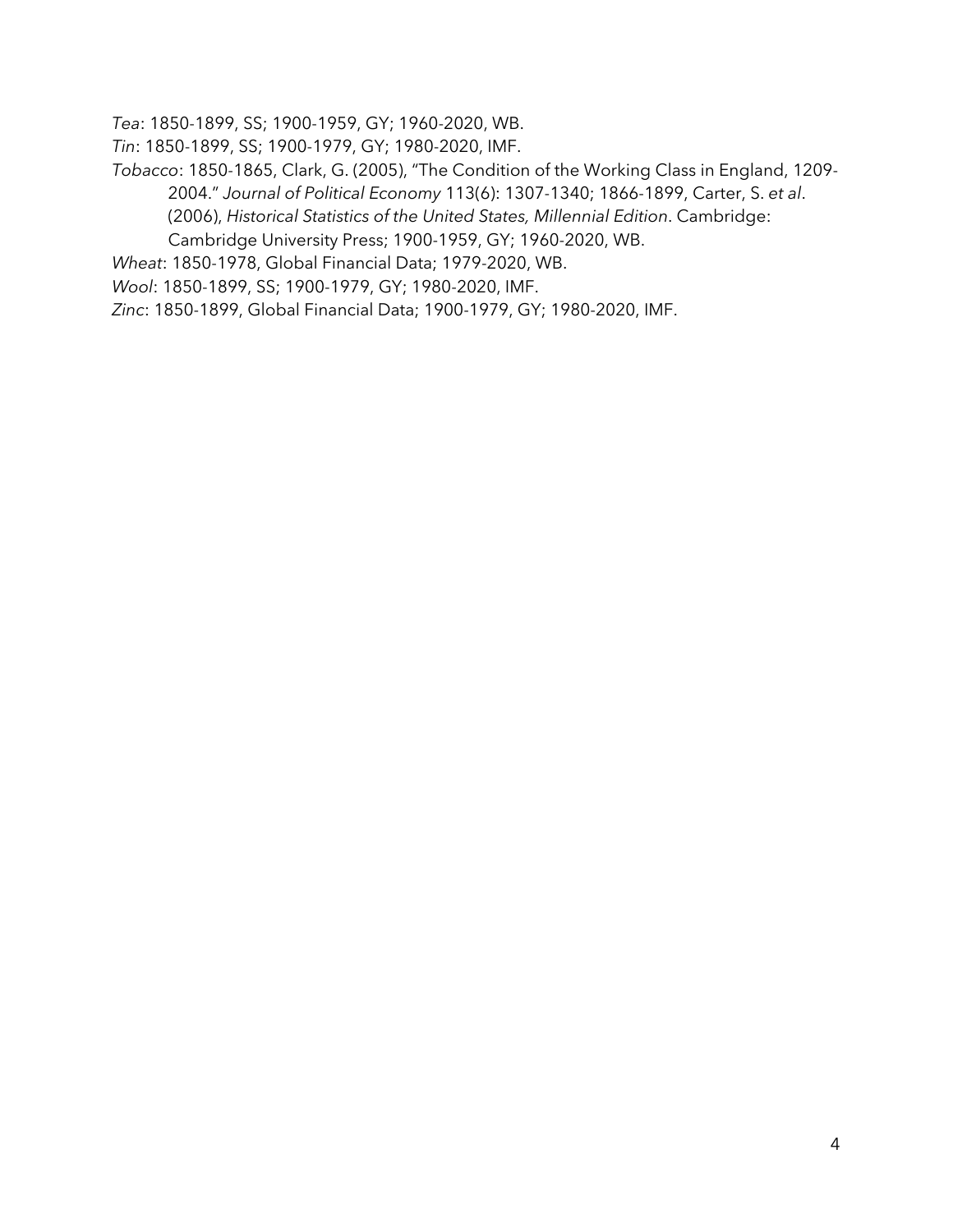*Tea*: 1850-1899, SS; 1900-1959, GY; 1960-2020, WB.

*Tin*: 1850-1899, SS; 1900-1979, GY; 1980-2020, IMF.

*Tobacco*: 1850-1865, Clark, G. (2005), "The Condition of the Working Class in England, 1209-2004." *Journal of Political Economy* 113(6): 1307-1340; 1866-1899, Carter, S. *et al*. (2006), *Historical Statistics of the United States, Millennial Edition*. Cambridge: Cambridge University Press; 1900-1959, GY; 1960-2020, WB.

*Wheat*: 1850-1978, Global Financial Data; 1979-2020, WB.

*Wool*: 1850-1899, SS; 1900-1979, GY; 1980-2020, IMF.

*Zinc*: 1850-1899, Global Financial Data; 1900-1979, GY; 1980-2020, IMF.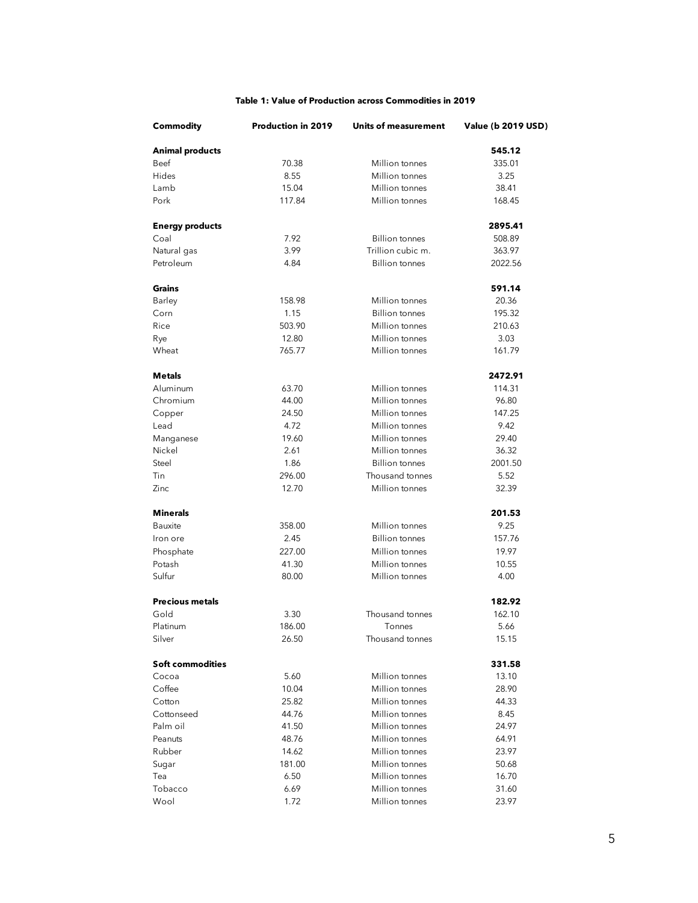**Table 1: Value of Production across Commodities in 2019**

| Commodity | Production in 2019 | Units of measurement | Value (b 2019 USD) |
|---|---|---|---|
| **Animal products** | | | **545.12** |
| Beef | 70.38 | Million tonnes | 335.01 |
| Hides | 8.55 | Million tonnes | 3.25 |
| Lamb | 15.04 | Million tonnes | 38.41 |
| Pork | 117.84 | Million tonnes | 168.45 |
| **Energy products** | | | **2895.41** |
| Coal | 7.92 | Billion tonnes | 508.89 |
| Natural gas | 3.99 | Trillion cubic m. | 363.97 |
| Petroleum | 4.84 | Billion tonnes | 2022.56 |
| **Grains** | | | **591.14** |
| Barley | 158.98 | Million tonnes | 20.36 |
| Corn | 1.15 | Billion tonnes | 195.32 |
| Rice | 503.90 | Million tonnes | 210.63 |
| Rye | 12.80 | Million tonnes | 3.03 |
| Wheat | 765.77 | Million tonnes | 161.79 |
| **Metals** | | | **2472.91** |
| Aluminum | 63.70 | Million tonnes | 114.31 |
| Chromium | 44.00 | Million tonnes | 96.80 |
| Copper | 24.50 | Million tonnes | 147.25 |
| Lead | 4.72 | Million tonnes | 9.42 |
| Manganese | 19.60 | Million tonnes | 29.40 |
| Nickel | 2.61 | Million tonnes | 36.32 |
| Steel | 1.86 | Billion tonnes | 2001.50 |
| Tin | 296.00 | Thousand tonnes | 5.52 |
| Zinc | 12.70 | Million tonnes | 32.39 |
| **Minerals** | | | **201.53** |
| Bauxite | 358.00 | Million tonnes | 9.25 |
| Iron ore | 2.45 | Billion tonnes | 157.76 |
| Phosphate | 227.00 | Million tonnes | 19.97 |
| Potash | 41.30 | Million tonnes | 10.55 |
| Sulfur | 80.00 | Million tonnes | 4.00 |
| **Precious metals** | | | **182.92** |
| Gold | 3.30 | Thousand tonnes | 162.10 |
| Platinum | 186.00 | Tonnes | 5.66 |
| Silver | 26.50 | Thousand tonnes | 15.15 |
| **Soft commodities** | | | **331.58** |
| Cocoa | 5.60 | Million tonnes | 13.10 |
| Coffee | 10.04 | Million tonnes | 28.90 |
| Cotton | 25.82 | Million tonnes | 44.33 |
| Cottonseed | 44.76 | Million tonnes | 8.45 |
| Palm oil | 41.50 | Million tonnes | 24.97 |
| Peanuts | 48.76 | Million tonnes | 64.91 |
| Rubber | 14.62 | Million tonnes | 23.97 |
| Sugar | 181.00 | Million tonnes | 50.68 |
| Tea | 6.50 | Million tonnes | 16.70 |
| Tobacco | 6.69 | Million tonnes | 31.60 |
| Wool | 1.72 | Million tonnes | 23.97 |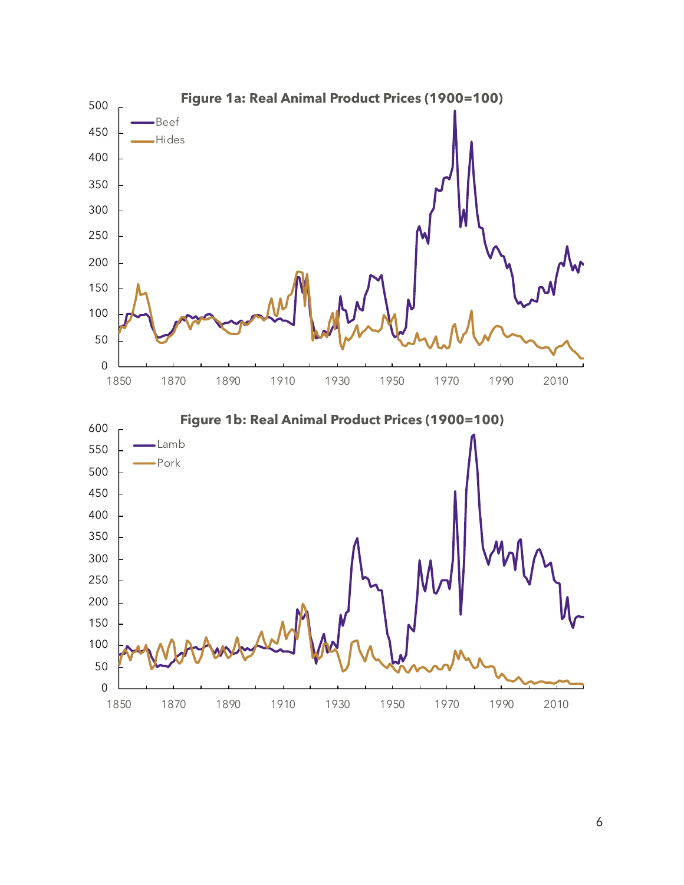**Figure 1a: Real Animal Product Prices (1900=100)**

**Figure 1b: Real Animal Product Prices (1900=100)**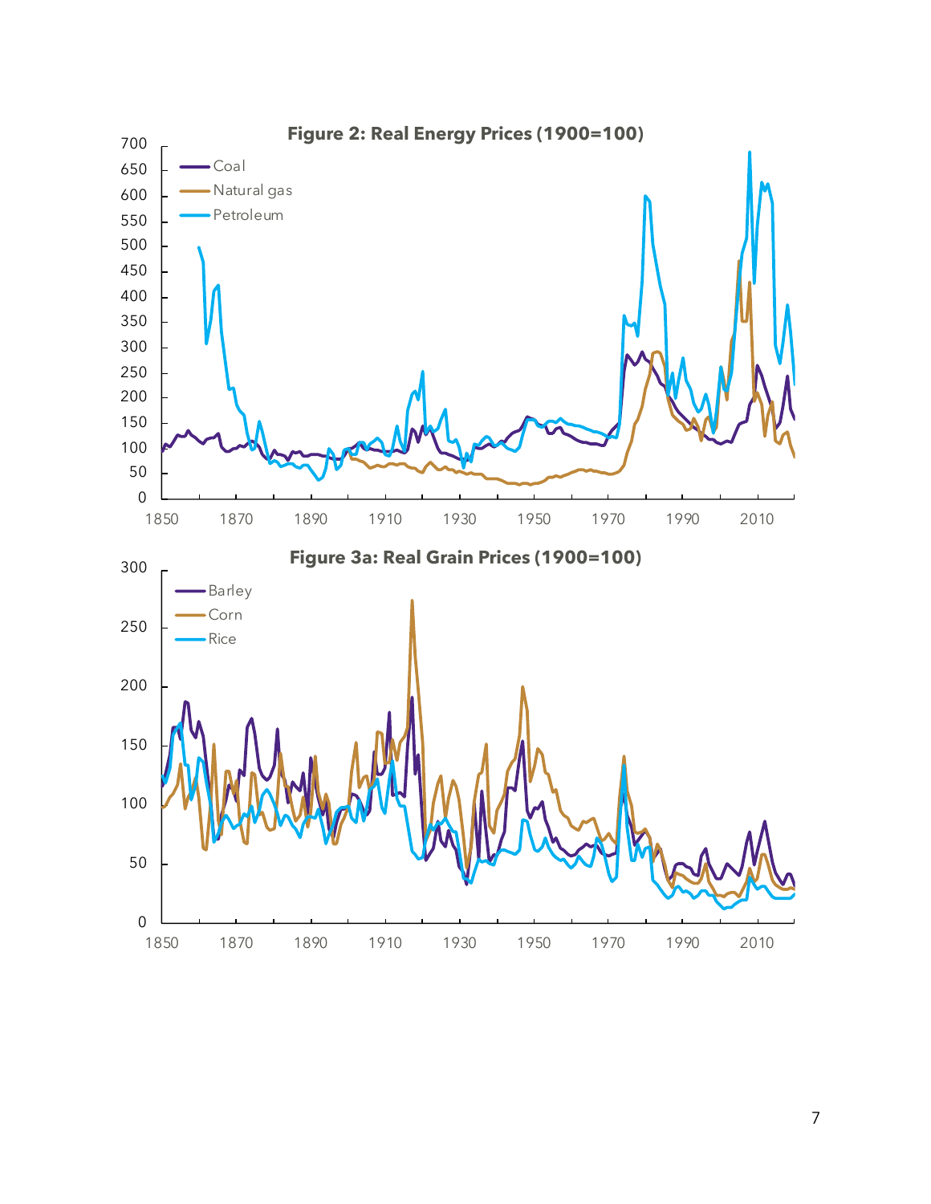**Figure 2: Real Energy Prices (1900=100)**

**Figure 3a: Real Grain Prices (1900=100)**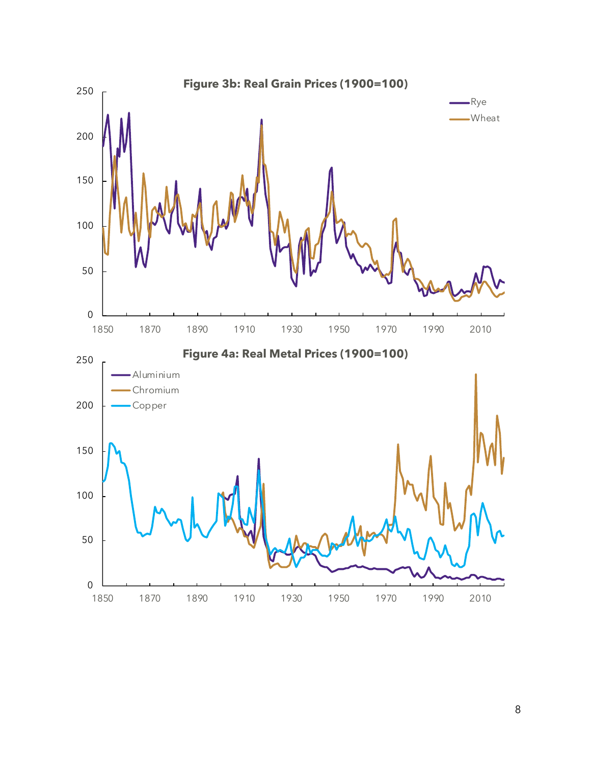**Figure 3b: Real Grain Prices (1900=100)**

**Figure 4a: Real Metal Prices (1900=100)**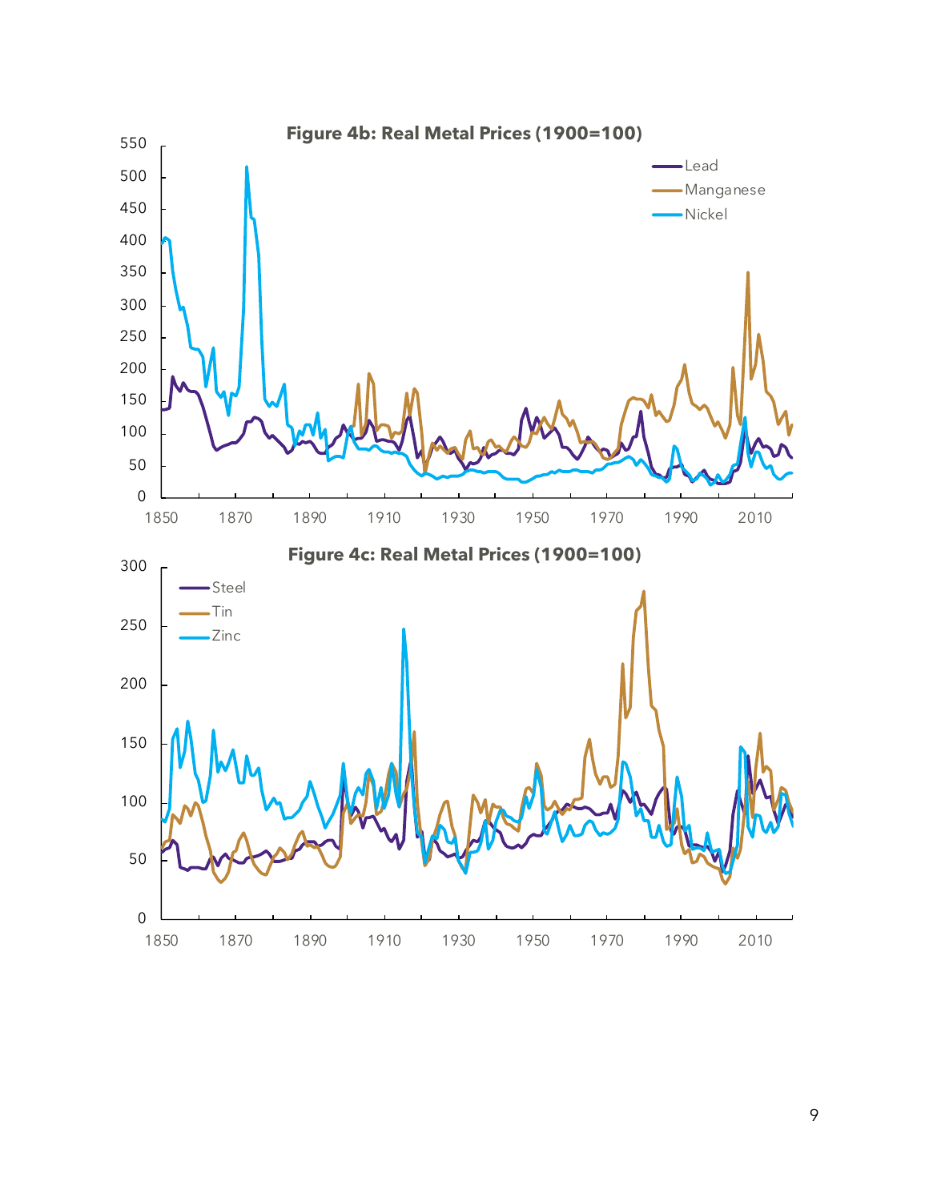**Figure 4b: Real Metal Prices (1900=100)**

**Figure 4c: Real Metal Prices (1900=100)**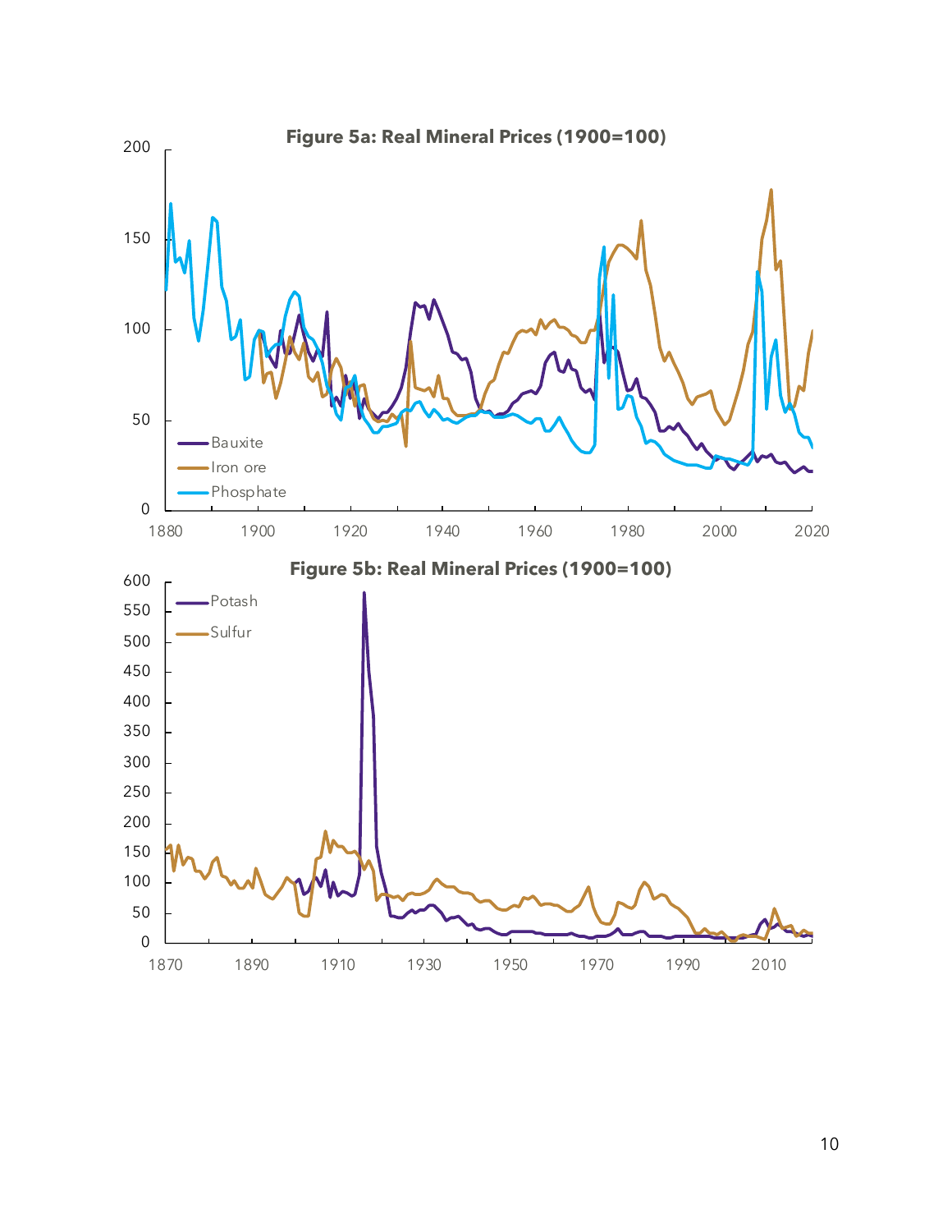**Figure 5a: Real Mineral Prices (1900=100)**

**Figure 5b: Real Mineral Prices (1900=100)**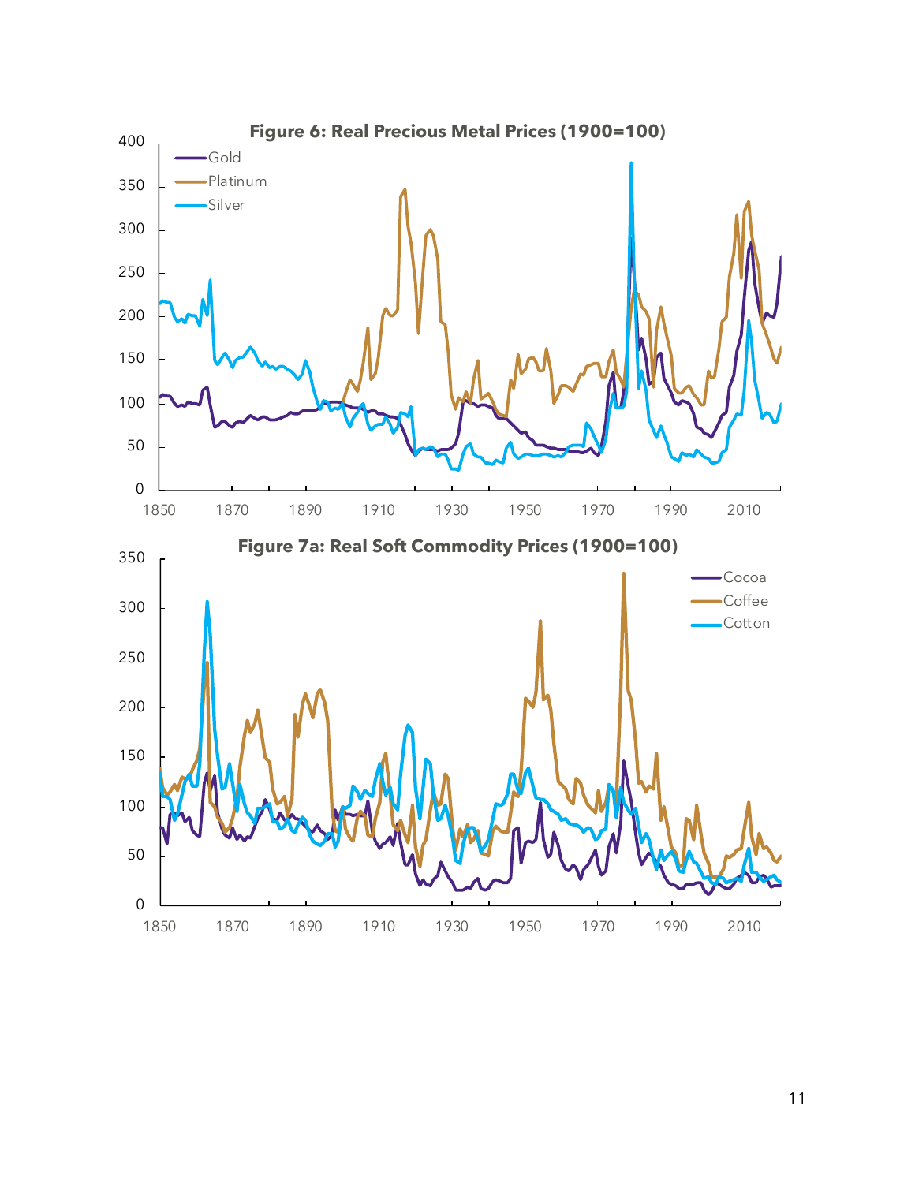**Figure 6: Real Precious Metal Prices (1900=100)**

**Figure 7a: Real Soft Commodity Prices (1900=100)**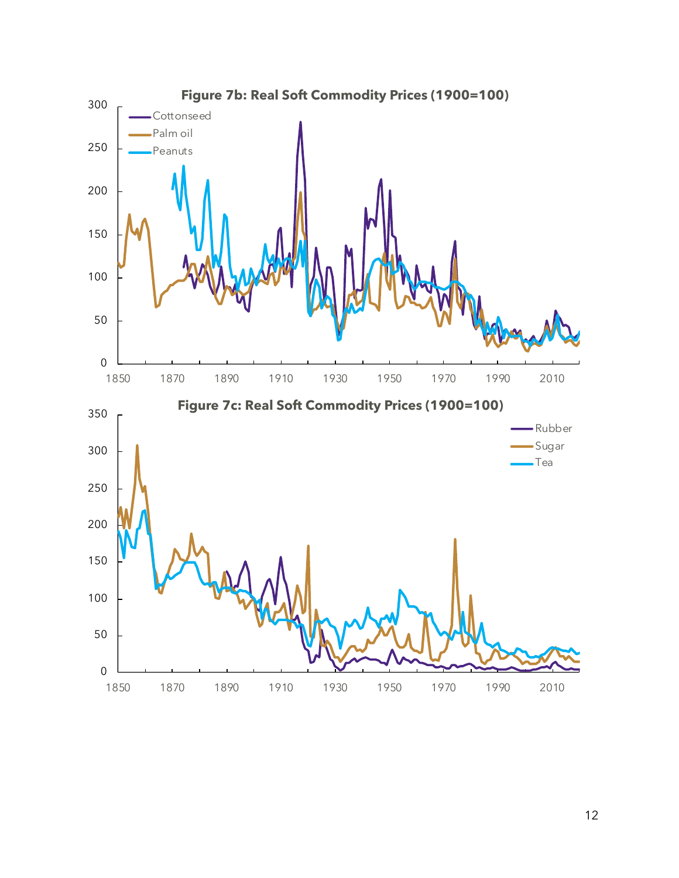**Figure 7b: Real Soft Commodity Prices (1900=100)**

**Figure 7c: Real Soft Commodity Prices (1900=100)**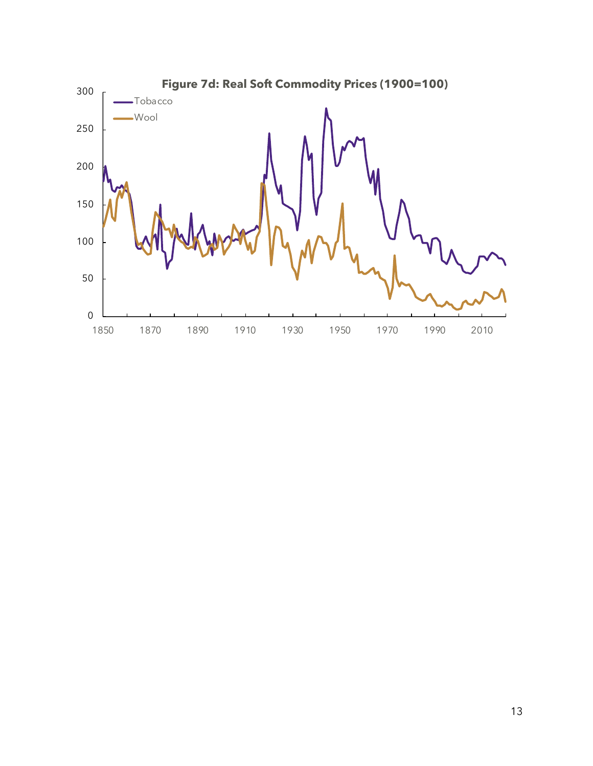**Figure 7d: Real Soft Commodity Prices (1900=100)**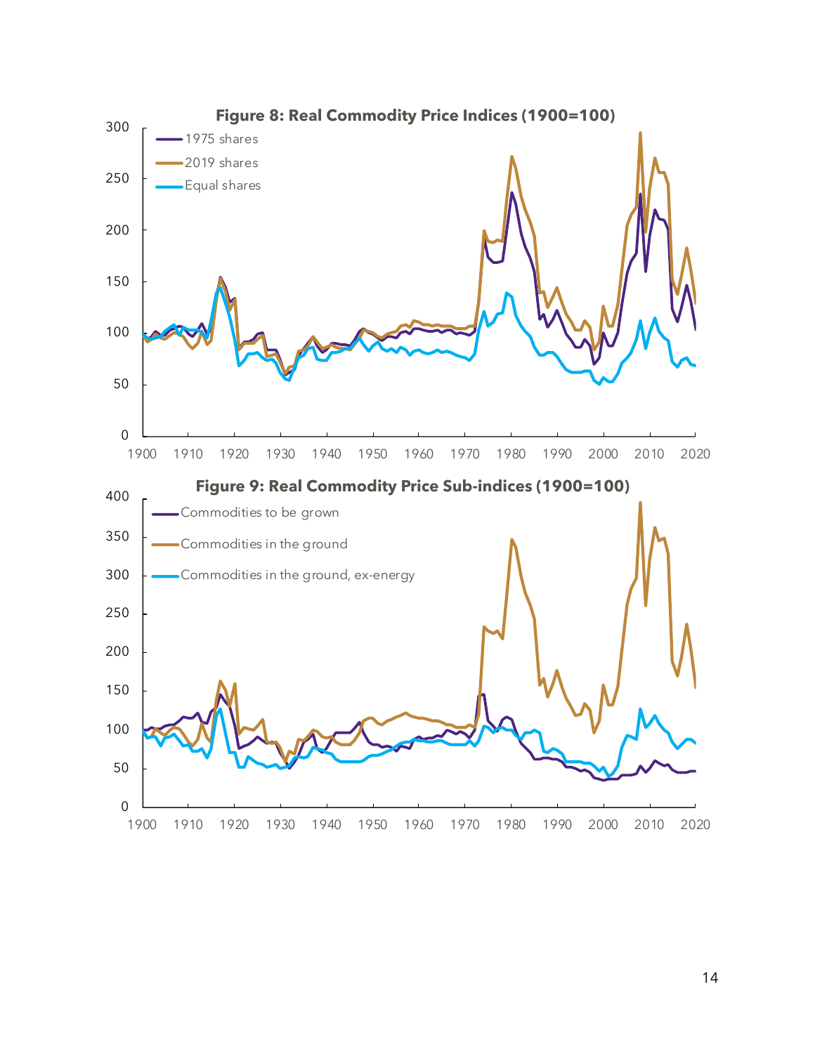**Figure 8: Real Commodity Price Indices (1900=100)**

**Figure 9: Real Commodity Price Sub-indices (1900=100)**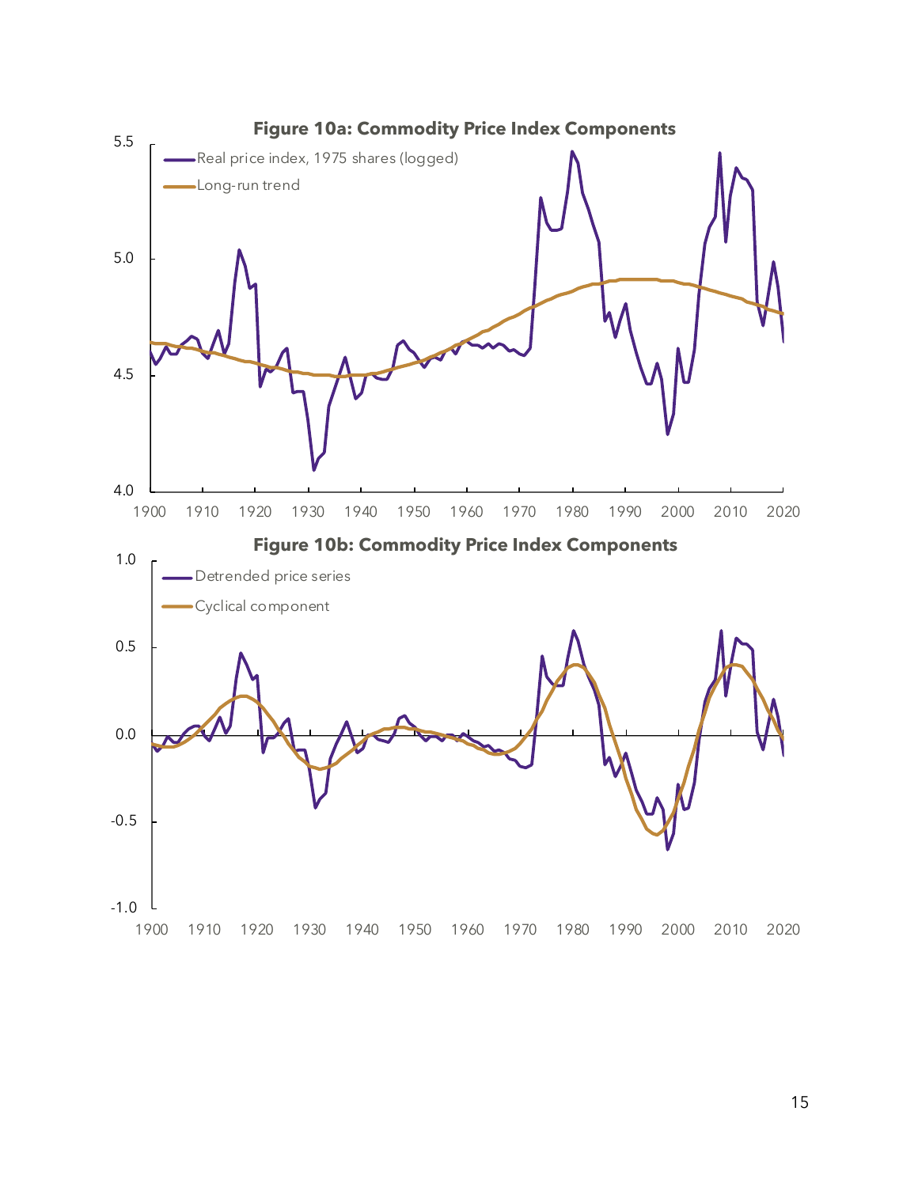**Figure 10a: Commodity Price Index Components**

**Figure 10b: Commodity Price Index Components**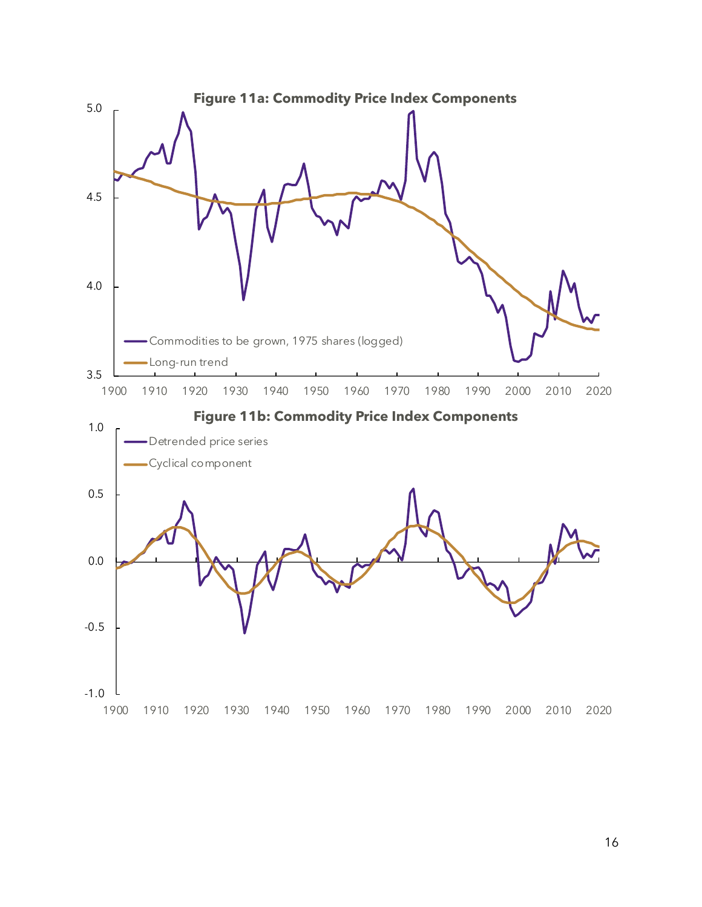**Figure 11a: Commodity Price Index Components**

**Figure 11b: Commodity Price Index Components**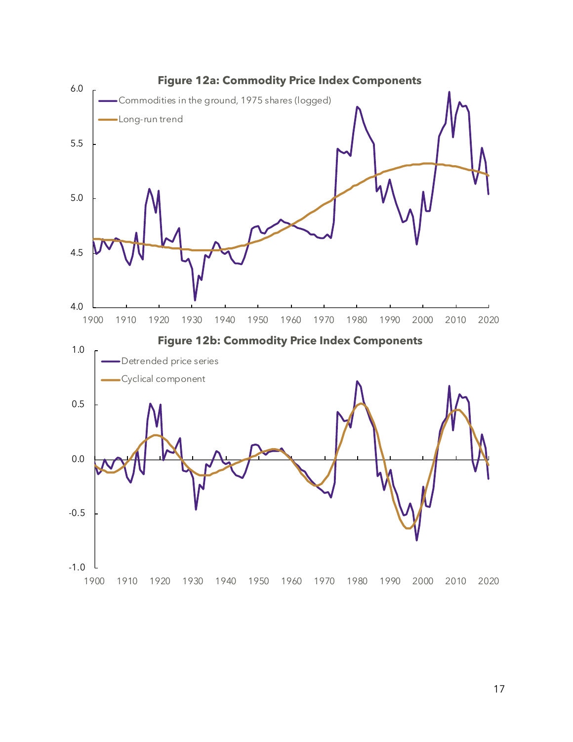**Figure 12a: Commodity Price Index Components**

**Figure 12b: Commodity Price Index Components**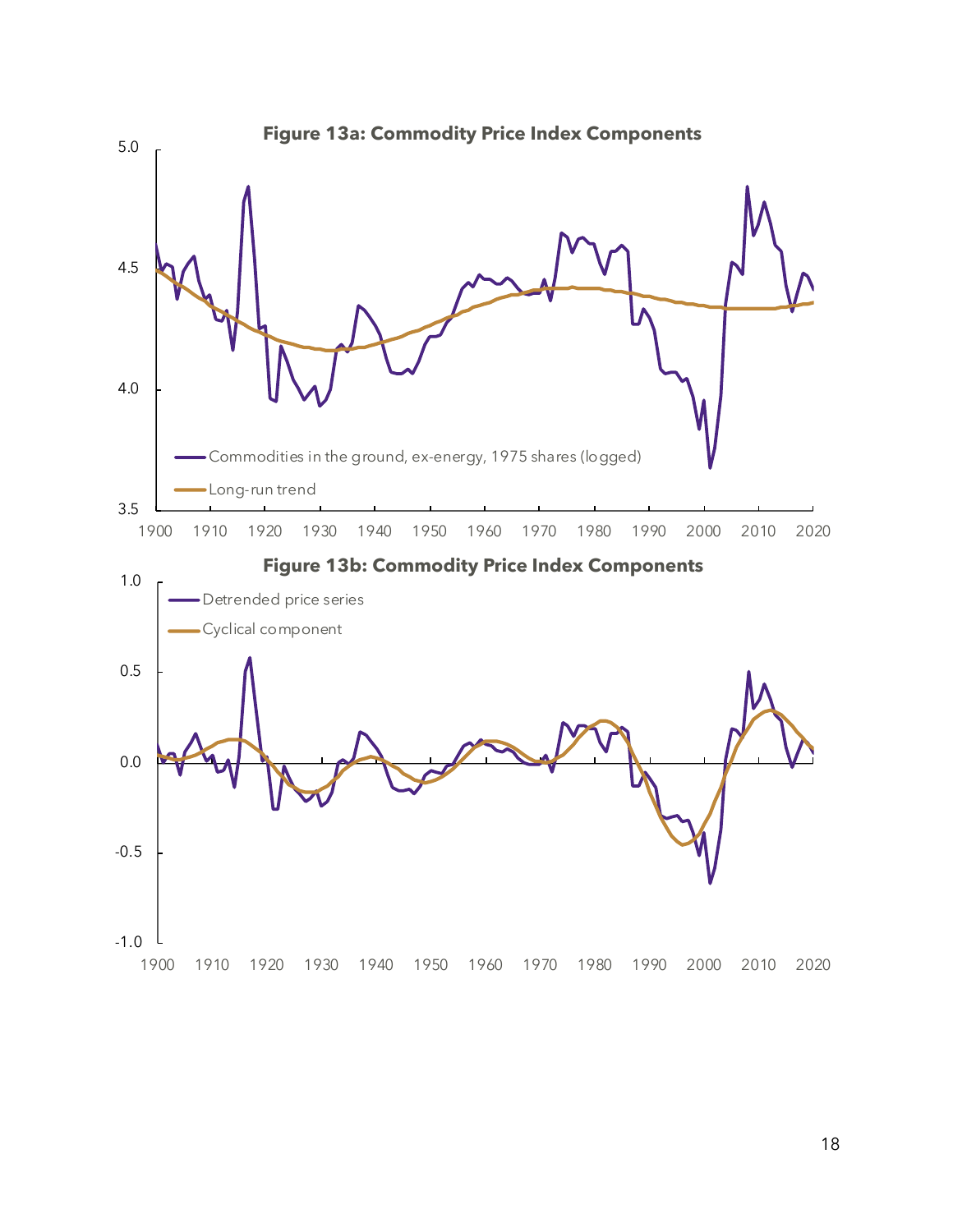**Figure 13a: Commodity Price Index Components**

5.0
4.5
4.0
3.5

1900 1910 1920 1930 1940 1950 1960 1970 1980 1990 2000 2010 2020

Commodities in the ground, ex-energy, 1975 shares (logged)

Long-run trend

**Figure 13b: Commodity Price Index Components**

1.0
0.5
0.0
-0.5
-1.0

1900 1910 1920 1930 1940 1950 1960 1970 1980 1990 2000 2010 2020

Detrended price series

Cyclical component